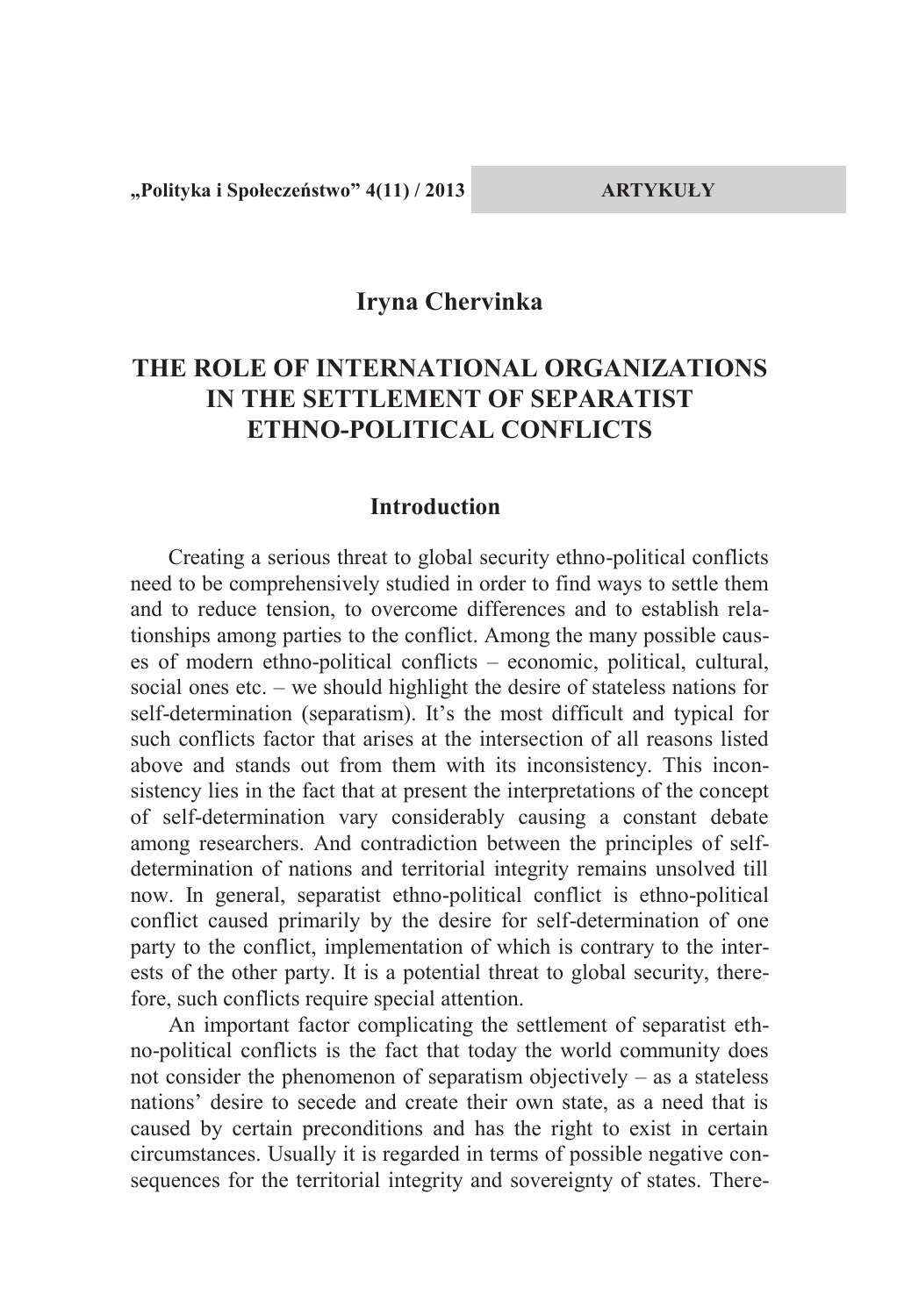**Iryna Chervinka**

# THE ROLE OF INTERNATIONAL ORGANIZATIONS IN THE SETTLEMENT OF SEPARATIST ETHNO-POLITICAL CONFLICTS

## Introduction

Creating a serious threat to global security ethno-political conflicts need to be comprehensively studied in order to find ways to settle them and to reduce tension, to overcome differences and to establish relationships among parties to the conflict. Among the many possible causes of modern ethno-political conflicts – economic, political, cultural, social ones etc. – we should highlight the desire of stateless nations for self-determination (separatism). It's the most difficult and typical for such conflicts factor that arises at the intersection of all reasons listed above and stands out from them with its inconsistency. This inconsistency lies in the fact that at present the interpretations of the concept of self-determination vary considerably causing a constant debate among researchers. And contradiction between the principles of self-determination of nations and territorial integrity remains unsolved till now. In general, separatist ethno-political conflict is ethno-political conflict caused primarily by the desire for self-determination of one party to the conflict, implementation of which is contrary to the interests of the other party. It is a potential threat to global security, therefore, such conflicts require special attention.

An important factor complicating the settlement of separatist ethno-political conflicts is the fact that today the world community does not consider the phenomenon of separatism objectively – as a stateless nations' desire to secede and create their own state, as a need that is caused by certain preconditions and has the right to exist in certain circumstances. Usually it is regarded in terms of possible negative consequences for the territorial integrity and sovereignty of states. There-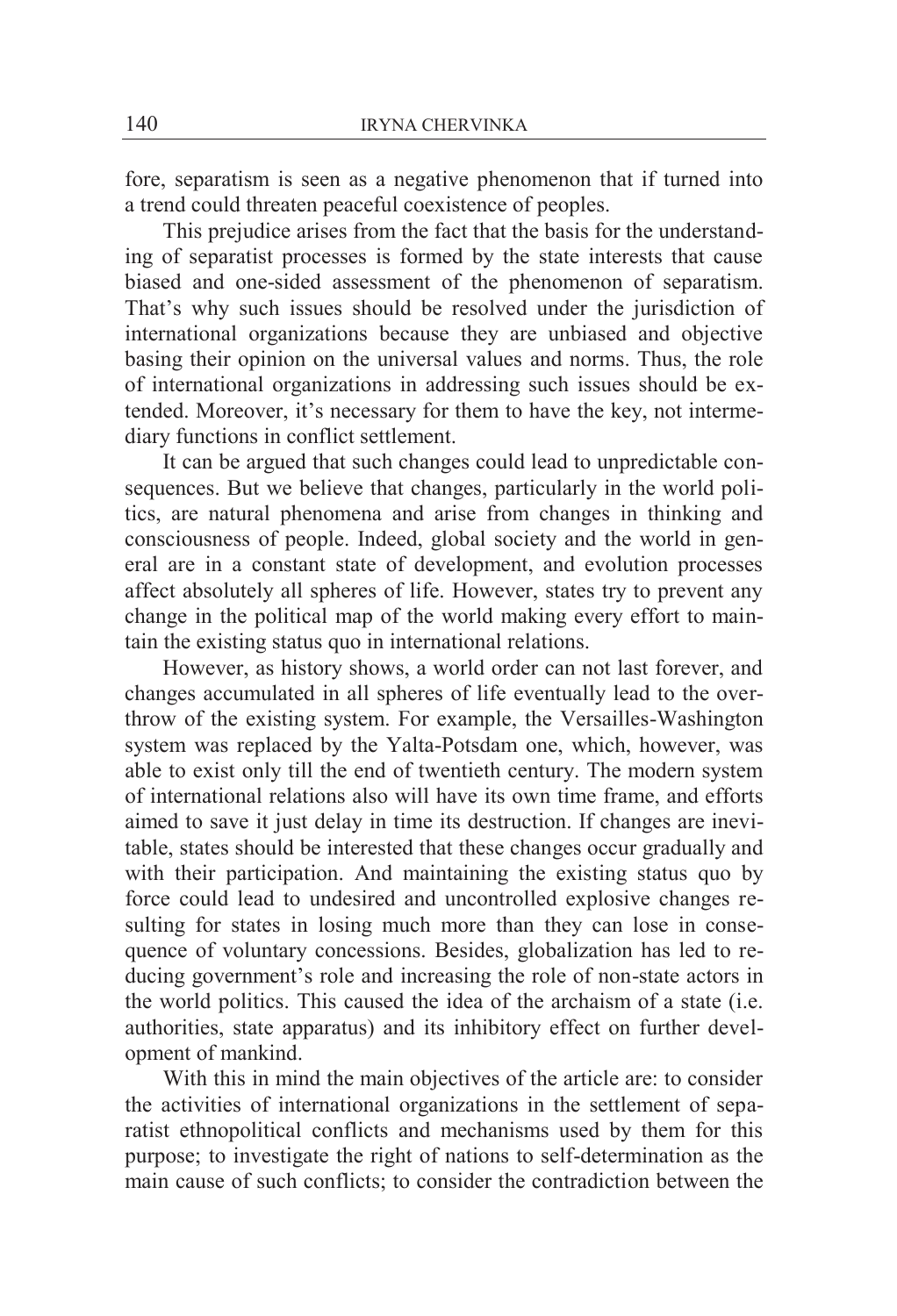fore, separatism is seen as a negative phenomenon that if turned into a trend could threaten peaceful coexistence of peoples.

This prejudice arises from the fact that the basis for the understanding of separatist processes is formed by the state interests that cause biased and one-sided assessment of the phenomenon of separatism. That's why such issues should be resolved under the jurisdiction of international organizations because they are unbiased and objective basing their opinion on the universal values and norms. Thus, the role of international organizations in addressing such issues should be extended. Moreover, it's necessary for them to have the key, not intermediary functions in conflict settlement.

It can be argued that such changes could lead to unpredictable consequences. But we believe that changes, particularly in the world politics, are natural phenomena and arise from changes in thinking and consciousness of people. Indeed, global society and the world in general are in a constant state of development, and evolution processes affect absolutely all spheres of life. However, states try to prevent any change in the political map of the world making every effort to maintain the existing status quo in international relations.

However, as history shows, a world order can not last forever, and changes accumulated in all spheres of life eventually lead to the overthrow of the existing system. For example, the Versailles-Washington system was replaced by the Yalta-Potsdam one, which, however, was able to exist only till the end of twentieth century. The modern system of international relations also will have its own time frame, and efforts aimed to save it just delay in time its destruction. If changes are inevitable, states should be interested that these changes occur gradually and with their participation. And maintaining the existing status quo by force could lead to undesired and uncontrolled explosive changes resulting for states in losing much more than they can lose in consequence of voluntary concessions. Besides, globalization has led to reducing government's role and increasing the role of non-state actors in the world politics. This caused the idea of the archaism of a state (i.e. authorities, state apparatus) and its inhibitory effect on further development of mankind.

With this in mind the main objectives of the article are: to consider the activities of international organizations in the settlement of separatist ethnopolitical conflicts and mechanisms used by them for this purpose; to investigate the right of nations to self-determination as the main cause of such conflicts; to consider the contradiction between the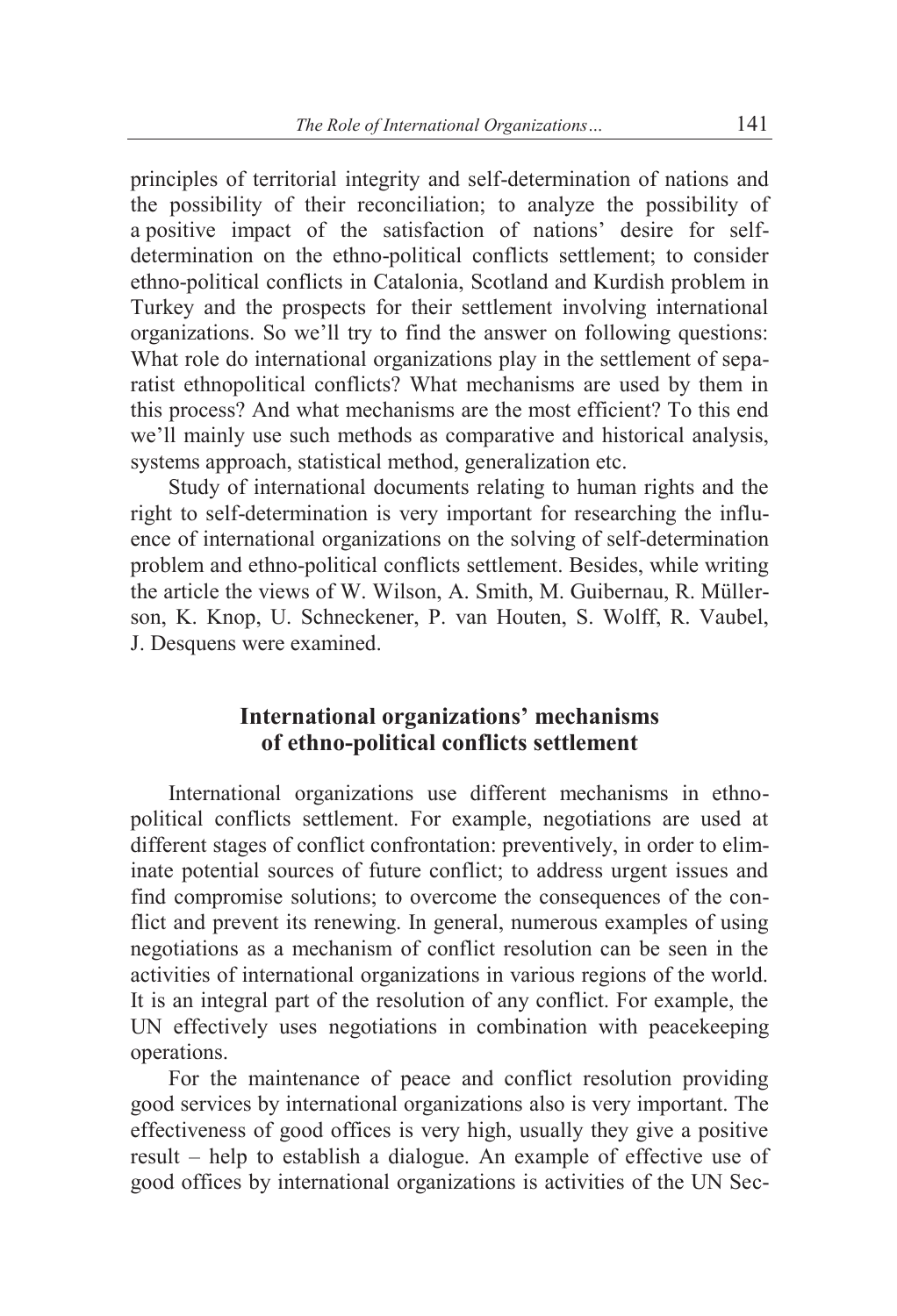principles of territorial integrity and self-determination of nations and the possibility of their reconciliation; to analyze the possibility of a positive impact of the satisfaction of nations' desire for self-determination on the ethno-political conflicts settlement; to consider ethno-political conflicts in Catalonia, Scotland and Kurdish problem in Turkey and the prospects for their settlement involving international organizations. So we'll try to find the answer on following questions: What role do international organizations play in the settlement of separatist ethnopolitical conflicts? What mechanisms are used by them in this process? And what mechanisms are the most efficient? To this end we'll mainly use such methods as comparative and historical analysis, systems approach, statistical method, generalization etc.

Study of international documents relating to human rights and the right to self-determination is very important for researching the influence of international organizations on the solving of self-determination problem and ethno-political conflicts settlement. Besides, while writing the article the views of W. Wilson, A. Smith, M. Guibernau, R. Müllerson, K. Knop, U. Schneckener, P. van Houten, S. Wolff, R. Vaubel, J. Desquens were examined.

## International organizations' mechanisms of ethno-political conflicts settlement

International organizations use different mechanisms in ethno-political conflicts settlement. For example, negotiations are used at different stages of conflict confrontation: preventively, in order to eliminate potential sources of future conflict; to address urgent issues and find compromise solutions; to overcome the consequences of the conflict and prevent its renewing. In general, numerous examples of using negotiations as a mechanism of conflict resolution can be seen in the activities of international organizations in various regions of the world. It is an integral part of the resolution of any conflict. For example, the UN effectively uses negotiations in combination with peacekeeping operations.

For the maintenance of peace and conflict resolution providing good services by international organizations also is very important. The effectiveness of good offices is very high, usually they give a positive result – help to establish a dialogue. An example of effective use of good offices by international organizations is activities of the UN Sec-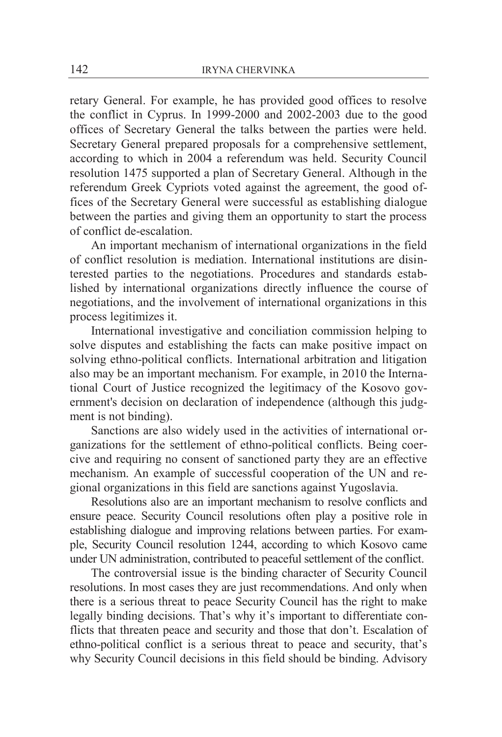retary General. For example, he has provided good offices to resolve the conflict in Cyprus. In 1999-2000 and 2002-2003 due to the good offices of Secretary General the talks between the parties were held. Secretary General prepared proposals for a comprehensive settlement, according to which in 2004 a referendum was held. Security Council resolution 1475 supported a plan of Secretary General. Although in the referendum Greek Cypriots voted against the agreement, the good offices of the Secretary General were successful as establishing dialogue between the parties and giving them an opportunity to start the process of conflict de-escalation.

An important mechanism of international organizations in the field of conflict resolution is mediation. International institutions are disinterested parties to the negotiations. Procedures and standards established by international organizations directly influence the course of negotiations, and the involvement of international organizations in this process legitimizes it.

International investigative and conciliation commission helping to solve disputes and establishing the facts can make positive impact on solving ethno-political conflicts. International arbitration and litigation also may be an important mechanism. For example, in 2010 the International Court of Justice recognized the legitimacy of the Kosovo government's decision on declaration of independence (although this judgment is not binding).

Sanctions are also widely used in the activities of international organizations for the settlement of ethno-political conflicts. Being coercive and requiring no consent of sanctioned party they are an effective mechanism. An example of successful cooperation of the UN and regional organizations in this field are sanctions against Yugoslavia.

Resolutions also are an important mechanism to resolve conflicts and ensure peace. Security Council resolutions often play a positive role in establishing dialogue and improving relations between parties. For example, Security Council resolution 1244, according to which Kosovo came under UN administration, contributed to peaceful settlement of the conflict.

The controversial issue is the binding character of Security Council resolutions. In most cases they are just recommendations. And only when there is a serious threat to peace Security Council has the right to make legally binding decisions. That's why it's important to differentiate conflicts that threaten peace and security and those that don't. Escalation of ethno-political conflict is a serious threat to peace and security, that's why Security Council decisions in this field should be binding. Advisory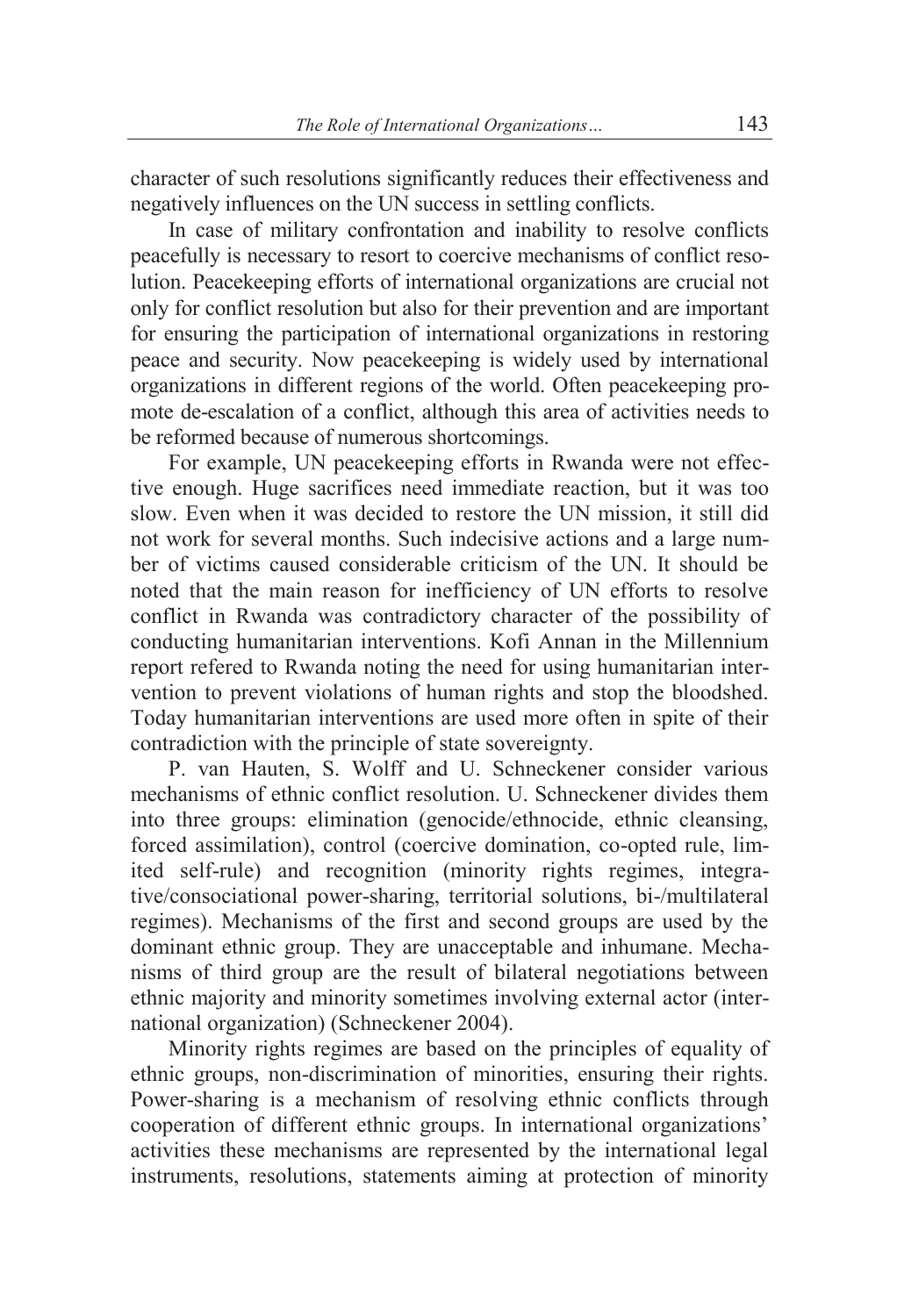character of such resolutions significantly reduces their effectiveness and negatively influences on the UN success in settling conflicts.

In case of military confrontation and inability to resolve conflicts peacefully is necessary to resort to coercive mechanisms of conflict resolution. Peacekeeping efforts of international organizations are crucial not only for conflict resolution but also for their prevention and are important for ensuring the participation of international organizations in restoring peace and security. Now peacekeeping is widely used by international organizations in different regions of the world. Often peacekeeping promote de-escalation of a conflict, although this area of activities needs to be reformed because of numerous shortcomings.

For example, UN peacekeeping efforts in Rwanda were not effective enough. Huge sacrifices need immediate reaction, but it was too slow. Even when it was decided to restore the UN mission, it still did not work for several months. Such indecisive actions and a large number of victims caused considerable criticism of the UN. It should be noted that the main reason for inefficiency of UN efforts to resolve conflict in Rwanda was contradictory character of the possibility of conducting humanitarian interventions. Kofi Annan in the Millennium report refered to Rwanda noting the need for using humanitarian intervention to prevent violations of human rights and stop the bloodshed. Today humanitarian interventions are used more often in spite of their contradiction with the principle of state sovereignty.

P. van Hauten, S. Wolff and U. Schneckener consider various mechanisms of ethnic conflict resolution. U. Schneckener divides them into three groups: elimination (genocide/ethnocide, ethnic cleansing, forced assimilation), control (coercive domination, co-opted rule, limited self-rule) and recognition (minority rights regimes, integrative/consociational power-sharing, territorial solutions, bi-/multilateral regimes). Mechanisms of the first and second groups are used by the dominant ethnic group. They are unacceptable and inhumane. Mechanisms of third group are the result of bilateral negotiations between ethnic majority and minority sometimes involving external actor (international organization) (Schneckener 2004).

Minority rights regimes are based on the principles of equality of ethnic groups, non-discrimination of minorities, ensuring their rights. Power-sharing is a mechanism of resolving ethnic conflicts through cooperation of different ethnic groups. In international organizations' activities these mechanisms are represented by the international legal instruments, resolutions, statements aiming at protection of minority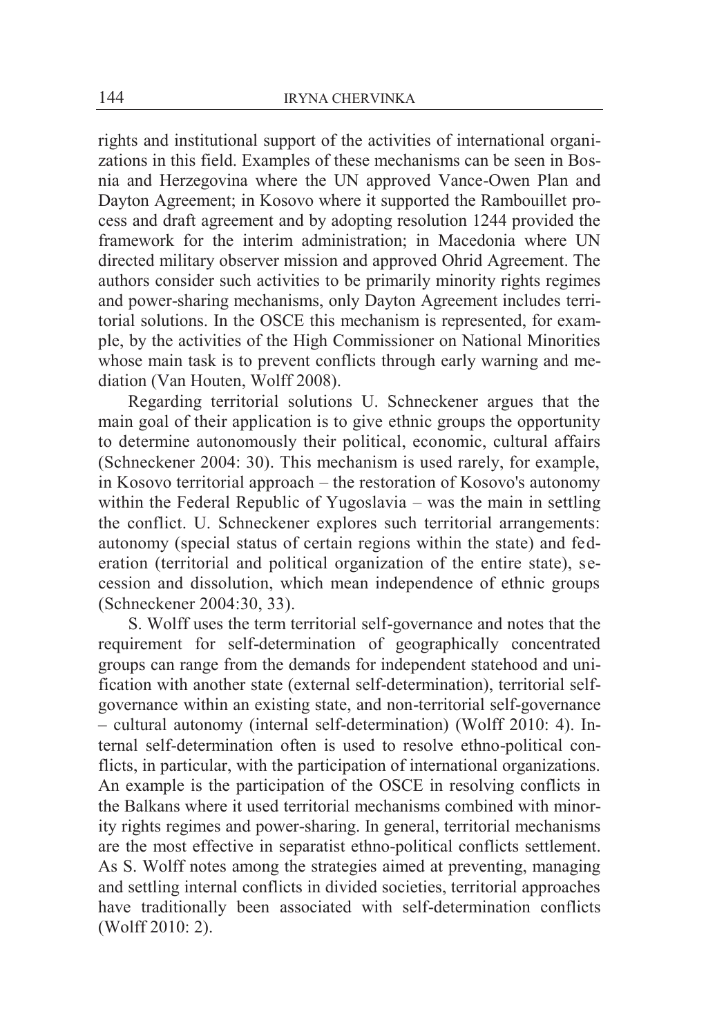rights and institutional support of the activities of international organizations in this field. Examples of these mechanisms can be seen in Bosnia and Herzegovina where the UN approved Vance-Owen Plan and Dayton Agreement; in Kosovo where it supported the Rambouillet process and draft agreement and by adopting resolution 1244 provided the framework for the interim administration; in Macedonia where UN directed military observer mission and approved Ohrid Agreement. The authors consider such activities to be primarily minority rights regimes and power-sharing mechanisms, only Dayton Agreement includes territorial solutions. In the OSCE this mechanism is represented, for example, by the activities of the High Commissioner on National Minorities whose main task is to prevent conflicts through early warning and mediation (Van Houten, Wolff 2008).

Regarding territorial solutions U. Schneckener argues that the main goal of their application is to give ethnic groups the opportunity to determine autonomously their political, economic, cultural affairs (Schneckener 2004: 30). This mechanism is used rarely, for example, in Kosovo territorial approach – the restoration of Kosovo's autonomy within the Federal Republic of Yugoslavia – was the main in settling the conflict. U. Schneckener explores such territorial arrangements: autonomy (special status of certain regions within the state) and federation (territorial and political organization of the entire state), secession and dissolution, which mean independence of ethnic groups (Schneckener 2004:30, 33).

S. Wolff uses the term territorial self-governance and notes that the requirement for self-determination of geographically concentrated groups can range from the demands for independent statehood and unification with another state (external self-determination), territorial self-governance within an existing state, and non-territorial self-governance – cultural autonomy (internal self-determination) (Wolff 2010: 4). Internal self-determination often is used to resolve ethno-political conflicts, in particular, with the participation of international organizations. An example is the participation of the OSCE in resolving conflicts in the Balkans where it used territorial mechanisms combined with minority rights regimes and power-sharing. In general, territorial mechanisms are the most effective in separatist ethno-political conflicts settlement. As S. Wolff notes among the strategies aimed at preventing, managing and settling internal conflicts in divided societies, territorial approaches have traditionally been associated with self-determination conflicts (Wolff 2010: 2).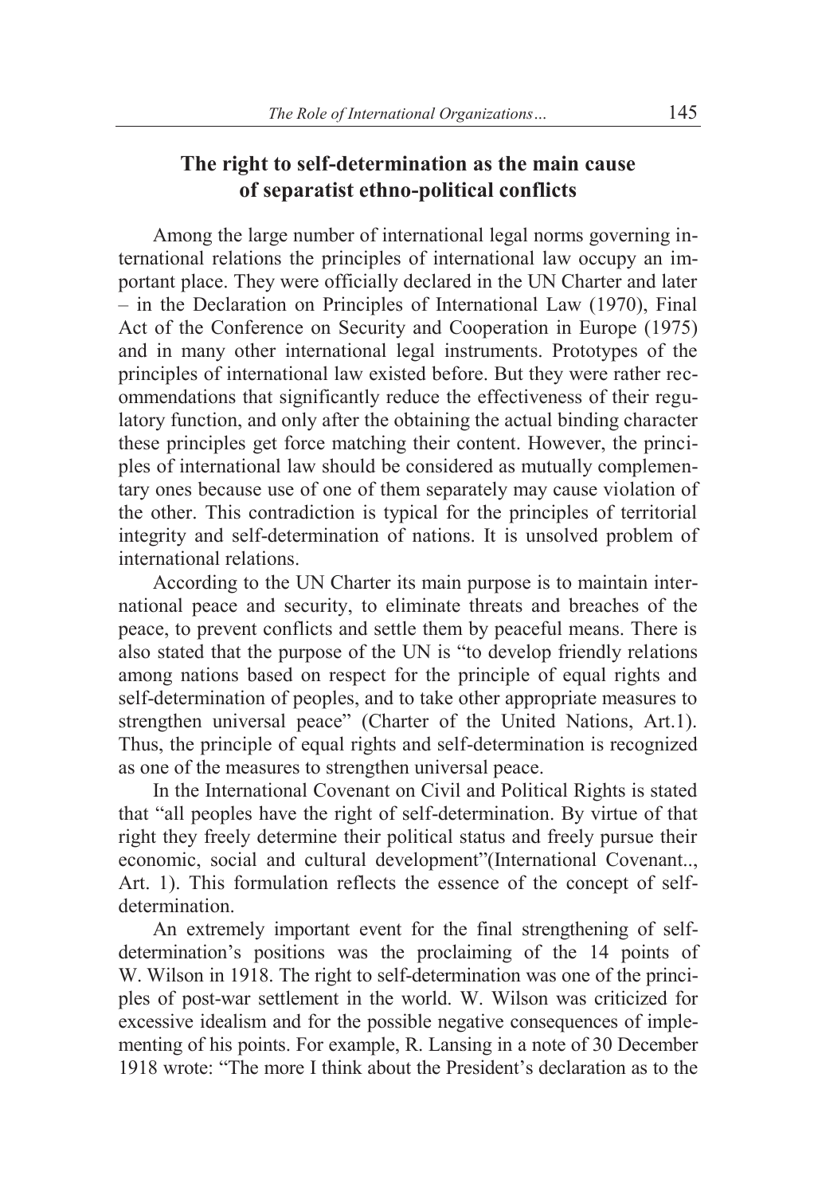## The right to self-determination as the main cause of separatist ethno-political conflicts

Among the large number of international legal norms governing international relations the principles of international law occupy an important place. They were officially declared in the UN Charter and later – in the Declaration on Principles of International Law (1970), Final Act of the Conference on Security and Cooperation in Europe (1975) and in many other international legal instruments. Prototypes of the principles of international law existed before. But they were rather recommendations that significantly reduce the effectiveness of their regulatory function, and only after the obtaining the actual binding character these principles get force matching their content. However, the principles of international law should be considered as mutually complementary ones because use of one of them separately may cause violation of the other. This contradiction is typical for the principles of territorial integrity and self-determination of nations. It is unsolved problem of international relations.

According to the UN Charter its main purpose is to maintain international peace and security, to eliminate threats and breaches of the peace, to prevent conflicts and settle them by peaceful means. There is also stated that the purpose of the UN is "to develop friendly relations among nations based on respect for the principle of equal rights and self-determination of peoples, and to take other appropriate measures to strengthen universal peace" (Charter of the United Nations, Art.1). Thus, the principle of equal rights and self-determination is recognized as one of the measures to strengthen universal peace.

In the International Covenant on Civil and Political Rights is stated that "all peoples have the right of self-determination. By virtue of that right they freely determine their political status and freely pursue their economic, social and cultural development"(International Covenant.., Art. 1). This formulation reflects the essence of the concept of self-determination.

An extremely important event for the final strengthening of self-determination's positions was the proclaiming of the 14 points of W. Wilson in 1918. The right to self-determination was one of the principles of post-war settlement in the world. W. Wilson was criticized for excessive idealism and for the possible negative consequences of implementing of his points. For example, R. Lansing in a note of 30 December 1918 wrote: "The more I think about the President's declaration as to the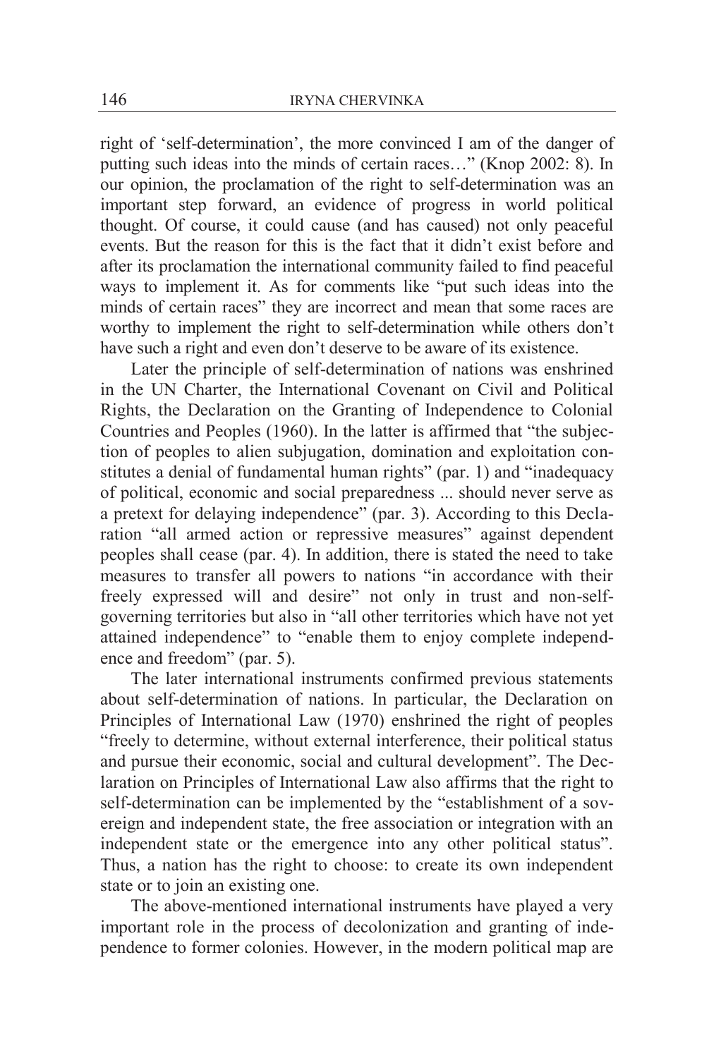right of 'self-determination', the more convinced I am of the danger of putting such ideas into the minds of certain races…" (Knop 2002: 8). In our opinion, the proclamation of the right to self-determination was an important step forward, an evidence of progress in world political thought. Of course, it could cause (and has caused) not only peaceful events. But the reason for this is the fact that it didn't exist before and after its proclamation the international community failed to find peaceful ways to implement it. As for comments like "put such ideas into the minds of certain races" they are incorrect and mean that some races are worthy to implement the right to self-determination while others don't have such a right and even don't deserve to be aware of its existence.

Later the principle of self-determination of nations was enshrined in the UN Charter, the International Covenant on Civil and Political Rights, the Declaration on the Granting of Independence to Colonial Countries and Peoples (1960). In the latter is affirmed that "the subjection of peoples to alien subjugation, domination and exploitation constitutes a denial of fundamental human rights" (par. 1) and "inadequacy of political, economic and social preparedness ... should never serve as a pretext for delaying independence" (par. 3). According to this Declaration "all armed action or repressive measures" against dependent peoples shall cease (par. 4). In addition, there is stated the need to take measures to transfer all powers to nations "in accordance with their freely expressed will and desire" not only in trust and non-self-governing territories but also in "all other territories which have not yet attained independence" to "enable them to enjoy complete independence and freedom" (par. 5).

The later international instruments confirmed previous statements about self-determination of nations. In particular, the Declaration on Principles of International Law (1970) enshrined the right of peoples "freely to determine, without external interference, their political status and pursue their economic, social and cultural development". The Declaration on Principles of International Law also affirms that the right to self-determination can be implemented by the "establishment of a sovereign and independent state, the free association or integration with an independent state or the emergence into any other political status". Thus, a nation has the right to choose: to create its own independent state or to join an existing one.

The above-mentioned international instruments have played a very important role in the process of decolonization and granting of independence to former colonies. However, in the modern political map are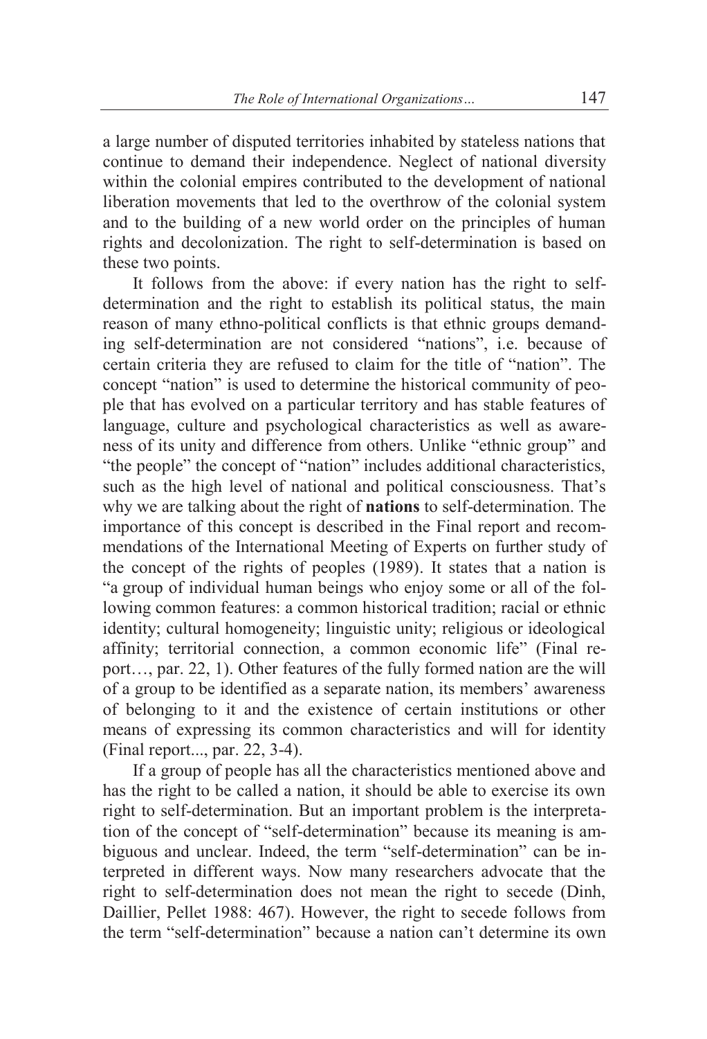a large number of disputed territories inhabited by stateless nations that continue to demand their independence. Neglect of national diversity within the colonial empires contributed to the development of national liberation movements that led to the overthrow of the colonial system and to the building of a new world order on the principles of human rights and decolonization. The right to self-determination is based on these two points.

It follows from the above: if every nation has the right to self-determination and the right to establish its political status, the main reason of many ethno-political conflicts is that ethnic groups demanding self-determination are not considered "nations", i.e. because of certain criteria they are refused to claim for the title of "nation". The concept "nation" is used to determine the historical community of people that has evolved on a particular territory and has stable features of language, culture and psychological characteristics as well as awareness of its unity and difference from others. Unlike "ethnic group" and "the people" the concept of "nation" includes additional characteristics, such as the high level of national and political consciousness. That's why we are talking about the right of **nations** to self-determination. The importance of this concept is described in the Final report and recommendations of the International Meeting of Experts on further study of the concept of the rights of peoples (1989). It states that a nation is "a group of individual human beings who enjoy some or all of the following common features: a common historical tradition; racial or ethnic identity; cultural homogeneity; linguistic unity; religious or ideological affinity; territorial connection, a common economic life" (Final report…, par. 22, 1). Other features of the fully formed nation are the will of a group to be identified as a separate nation, its members' awareness of belonging to it and the existence of certain institutions or other means of expressing its common characteristics and will for identity (Final report..., par. 22, 3-4).

If a group of people has all the characteristics mentioned above and has the right to be called a nation, it should be able to exercise its own right to self-determination. But an important problem is the interpretation of the concept of "self-determination" because its meaning is ambiguous and unclear. Indeed, the term "self-determination" can be interpreted in different ways. Now many researchers advocate that the right to self-determination does not mean the right to secede (Dinh, Daillier, Pellet 1988: 467). However, the right to secede follows from the term "self-determination" because a nation can't determine its own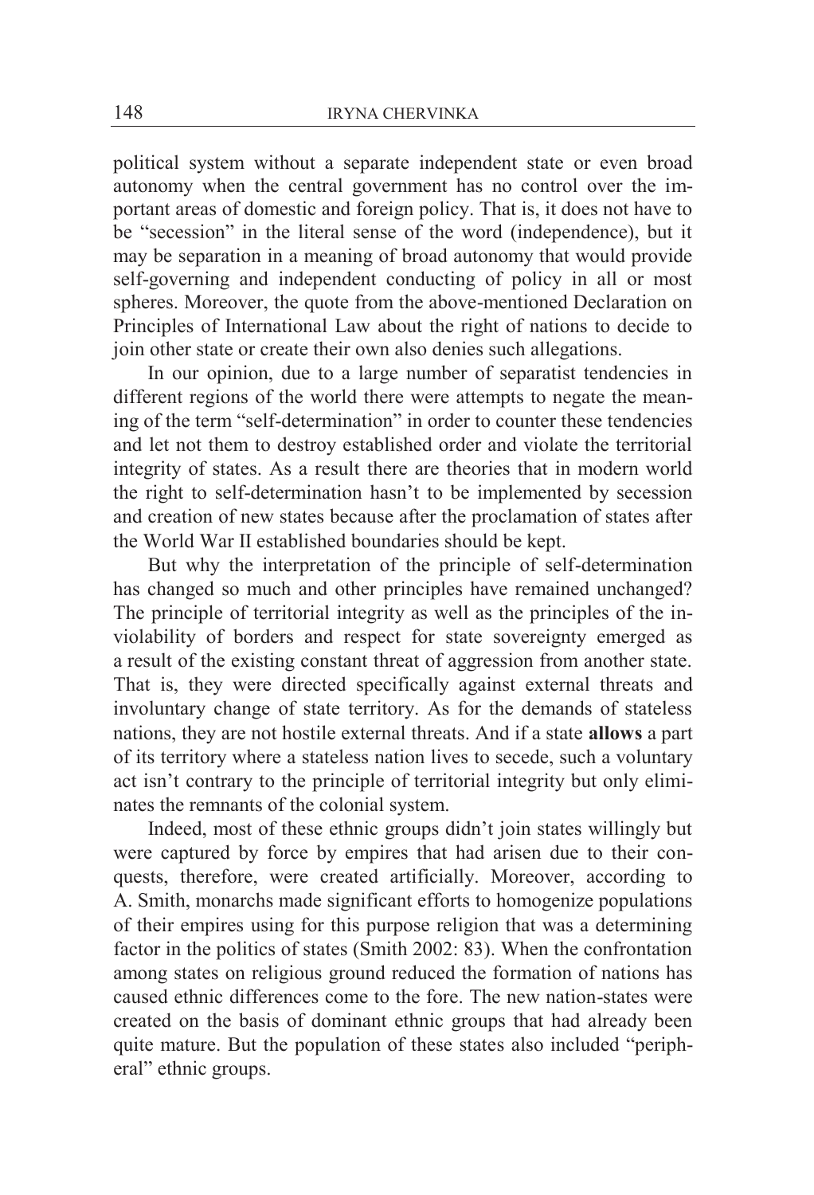political system without a separate independent state or even broad autonomy when the central government has no control over the important areas of domestic and foreign policy. That is, it does not have to be "secession" in the literal sense of the word (independence), but it may be separation in a meaning of broad autonomy that would provide self-governing and independent conducting of policy in all or most spheres. Moreover, the quote from the above-mentioned Declaration on Principles of International Law about the right of nations to decide to join other state or create their own also denies such allegations.

In our opinion, due to a large number of separatist tendencies in different regions of the world there were attempts to negate the meaning of the term "self-determination" in order to counter these tendencies and let not them to destroy established order and violate the territorial integrity of states. As a result there are theories that in modern world the right to self-determination hasn't to be implemented by secession and creation of new states because after the proclamation of states after the World War II established boundaries should be kept.

But why the interpretation of the principle of self-determination has changed so much and other principles have remained unchanged? The principle of territorial integrity as well as the principles of the inviolability of borders and respect for state sovereignty emerged as a result of the existing constant threat of aggression from another state. That is, they were directed specifically against external threats and involuntary change of state territory. As for the demands of stateless nations, they are not hostile external threats. And if a state **allows** a part of its territory where a stateless nation lives to secede, such a voluntary act isn't contrary to the principle of territorial integrity but only eliminates the remnants of the colonial system.

Indeed, most of these ethnic groups didn't join states willingly but were captured by force by empires that had arisen due to their conquests, therefore, were created artificially. Moreover, according to A. Smith, monarchs made significant efforts to homogenize populations of their empires using for this purpose religion that was a determining factor in the politics of states (Smith 2002: 83). When the confrontation among states on religious ground reduced the formation of nations has caused ethnic differences come to the fore. The new nation-states were created on the basis of dominant ethnic groups that had already been quite mature. But the population of these states also included "peripheral" ethnic groups.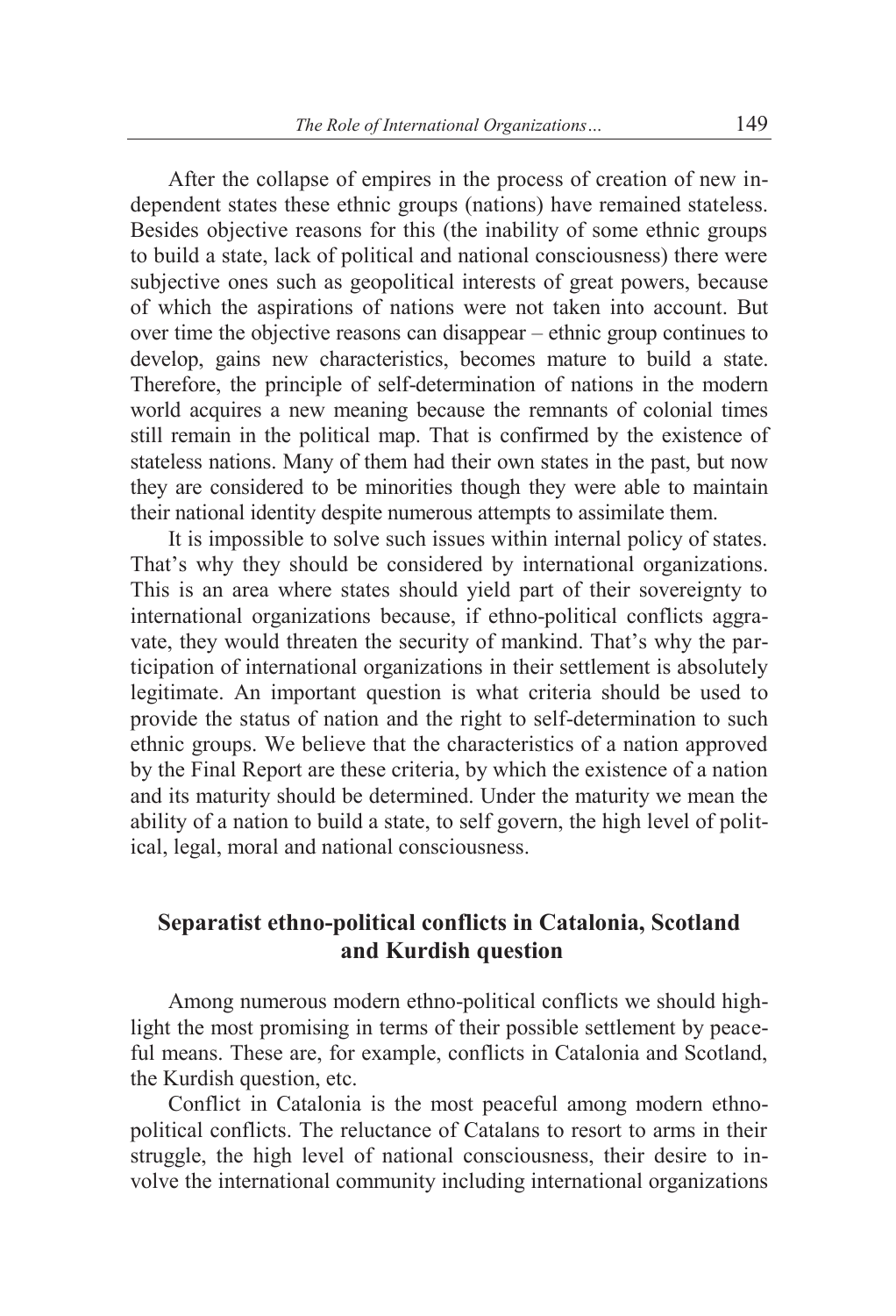After the collapse of empires in the process of creation of new independent states these ethnic groups (nations) have remained stateless. Besides objective reasons for this (the inability of some ethnic groups to build a state, lack of political and national consciousness) there were subjective ones such as geopolitical interests of great powers, because of which the aspirations of nations were not taken into account. But over time the objective reasons can disappear – ethnic group continues to develop, gains new characteristics, becomes mature to build a state. Therefore, the principle of self-determination of nations in the modern world acquires a new meaning because the remnants of colonial times still remain in the political map. That is confirmed by the existence of stateless nations. Many of them had their own states in the past, but now they are considered to be minorities though they were able to maintain their national identity despite numerous attempts to assimilate them.

It is impossible to solve such issues within internal policy of states. That's why they should be considered by international organizations. This is an area where states should yield part of their sovereignty to international organizations because, if ethno-political conflicts aggravate, they would threaten the security of mankind. That's why the participation of international organizations in their settlement is absolutely legitimate. An important question is what criteria should be used to provide the status of nation and the right to self-determination to such ethnic groups. We believe that the characteristics of a nation approved by the Final Report are these criteria, by which the existence of a nation and its maturity should be determined. Under the maturity we mean the ability of a nation to build a state, to self govern, the high level of political, legal, moral and national consciousness.

## Separatist ethno-political conflicts in Catalonia, Scotland and Kurdish question

Among numerous modern ethno-political conflicts we should highlight the most promising in terms of their possible settlement by peaceful means. These are, for example, conflicts in Catalonia and Scotland, the Kurdish question, etc.

Conflict in Catalonia is the most peaceful among modern ethno-political conflicts. The reluctance of Catalans to resort to arms in their struggle, the high level of national consciousness, their desire to involve the international community including international organizations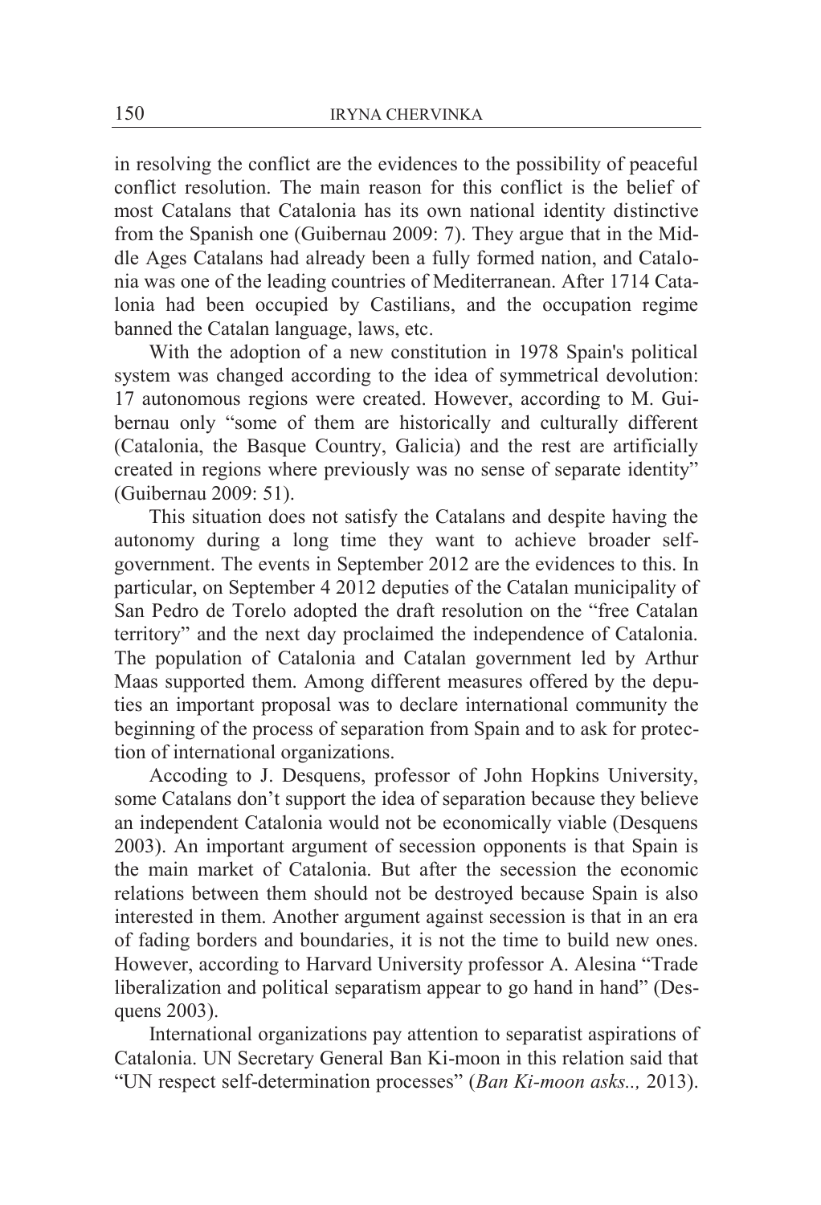in resolving the conflict are the evidences to the possibility of peaceful conflict resolution. The main reason for this conflict is the belief of most Catalans that Catalonia has its own national identity distinctive from the Spanish one (Guibernau 2009: 7). They argue that in the Middle Ages Catalans had already been a fully formed nation, and Catalonia was one of the leading countries of Mediterranean. After 1714 Catalonia had been occupied by Castilians, and the occupation regime banned the Catalan language, laws, etc.

With the adoption of a new constitution in 1978 Spain's political system was changed according to the idea of symmetrical devolution: 17 autonomous regions were created. However, according to M. Guibernau only "some of them are historically and culturally different (Catalonia, the Basque Country, Galicia) and the rest are artificially created in regions where previously was no sense of separate identity" (Guibernau 2009: 51).

This situation does not satisfy the Catalans and despite having the autonomy during a long time they want to achieve broader self-government. The events in September 2012 are the evidences to this. In particular, on September 4 2012 deputies of the Catalan municipality of San Pedro de Torelo adopted the draft resolution on the "free Catalan territory" and the next day proclaimed the independence of Catalonia. The population of Catalonia and Catalan government led by Arthur Maas supported them. Among different measures offered by the deputies an important proposal was to declare international community the beginning of the process of separation from Spain and to ask for protection of international organizations.

Accoding to J. Desquens, professor of John Hopkins University, some Catalans don't support the idea of separation because they believe an independent Catalonia would not be economically viable (Desquens 2003). An important argument of secession opponents is that Spain is the main market of Catalonia. But after the secession the economic relations between them should not be destroyed because Spain is also interested in them. Another argument against secession is that in an era of fading borders and boundaries, it is not the time to build new ones. However, according to Harvard University professor A. Alesina "Trade liberalization and political separatism appear to go hand in hand" (Desquens 2003).

International organizations pay attention to separatist aspirations of Catalonia. UN Secretary General Ban Ki-moon in this relation said that "UN respect self-determination processes" (*Ban Ki-moon asks..,* 2013).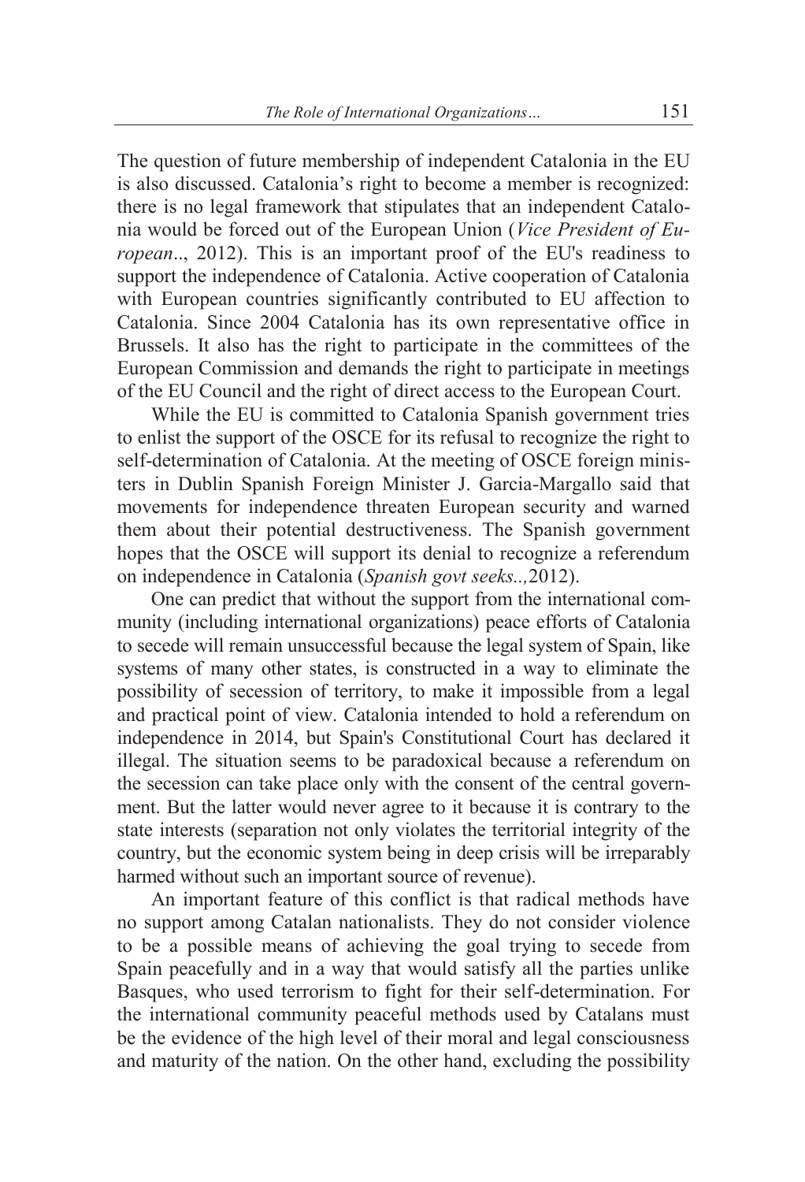The question of future membership of independent Catalonia in the EU is also discussed. Catalonia's right to become a member is recognized: there is no legal framework that stipulates that an independent Catalonia would be forced out of the European Union (*Vice President of European*.., 2012). This is an important proof of the EU's readiness to support the independence of Catalonia. Active cooperation of Catalonia with European countries significantly contributed to EU affection to Catalonia. Since 2004 Catalonia has its own representative office in Brussels. It also has the right to participate in the committees of the European Commission and demands the right to participate in meetings of the EU Council and the right of direct access to the European Court.

While the EU is committed to Catalonia Spanish government tries to enlist the support of the OSCE for its refusal to recognize the right to self-determination of Catalonia. At the meeting of OSCE foreign ministers in Dublin Spanish Foreign Minister J. Garcia-Margallo said that movements for independence threaten European security and warned them about their potential destructiveness. The Spanish government hopes that the OSCE will support its denial to recognize a referendum on independence in Catalonia (*Spanish govt seeks..,*2012).

One can predict that without the support from the international community (including international organizations) peace efforts of Catalonia to secede will remain unsuccessful because the legal system of Spain, like systems of many other states, is constructed in a way to eliminate the possibility of secession of territory, to make it impossible from a legal and practical point of view. Catalonia intended to hold a referendum on independence in 2014, but Spain's Constitutional Court has declared it illegal. The situation seems to be paradoxical because a referendum on the secession can take place only with the consent of the central government. But the latter would never agree to it because it is contrary to the state interests (separation not only violates the territorial integrity of the country, but the economic system being in deep crisis will be irreparably harmed without such an important source of revenue).

An important feature of this conflict is that radical methods have no support among Catalan nationalists. They do not consider violence to be a possible means of achieving the goal trying to secede from Spain peacefully and in a way that would satisfy all the parties unlike Basques, who used terrorism to fight for their self-determination. For the international community peaceful methods used by Catalans must be the evidence of the high level of their moral and legal consciousness and maturity of the nation. On the other hand, excluding the possibility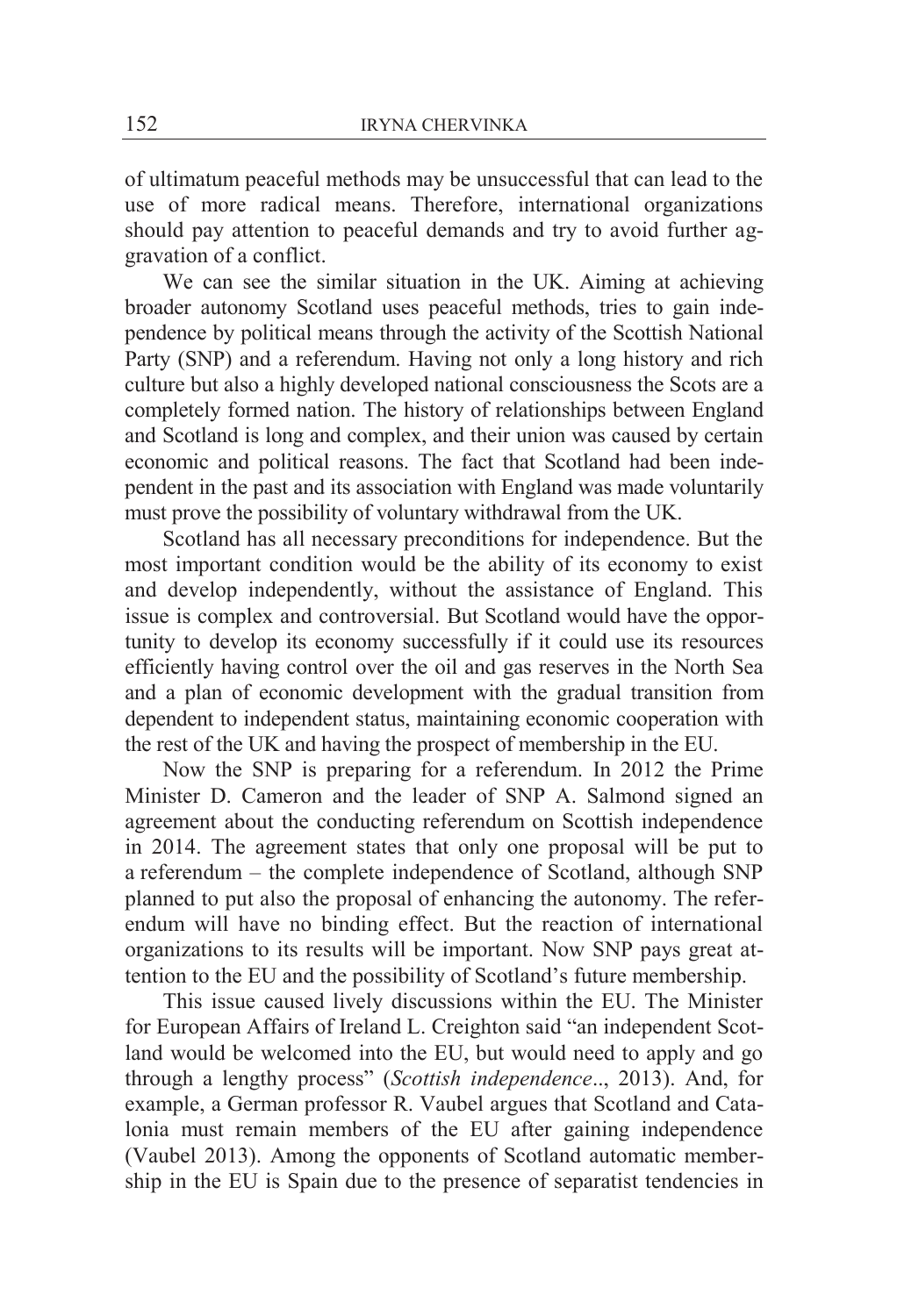of ultimatum peaceful methods may be unsuccessful that can lead to the use of more radical means. Therefore, international organizations should pay attention to peaceful demands and try to avoid further aggravation of a conflict.

We can see the similar situation in the UK. Aiming at achieving broader autonomy Scotland uses peaceful methods, tries to gain independence by political means through the activity of the Scottish National Party (SNP) and a referendum. Having not only a long history and rich culture but also a highly developed national consciousness the Scots are a completely formed nation. The history of relationships between England and Scotland is long and complex, and their union was caused by certain economic and political reasons. The fact that Scotland had been independent in the past and its association with England was made voluntarily must prove the possibility of voluntary withdrawal from the UK.

Scotland has all necessary preconditions for independence. But the most important condition would be the ability of its economy to exist and develop independently, without the assistance of England. This issue is complex and controversial. But Scotland would have the opportunity to develop its economy successfully if it could use its resources efficiently having control over the oil and gas reserves in the North Sea and a plan of economic development with the gradual transition from dependent to independent status, maintaining economic cooperation with the rest of the UK and having the prospect of membership in the EU.

Now the SNP is preparing for a referendum. In 2012 the Prime Minister D. Cameron and the leader of SNP A. Salmond signed an agreement about the conducting referendum on Scottish independence in 2014. The agreement states that only one proposal will be put to a referendum – the complete independence of Scotland, although SNP planned to put also the proposal of enhancing the autonomy. The referendum will have no binding effect. But the reaction of international organizations to its results will be important. Now SNP pays great attention to the EU and the possibility of Scotland's future membership.

This issue caused lively discussions within the EU. The Minister for European Affairs of Ireland L. Creighton said "an independent Scotland would be welcomed into the EU, but would need to apply and go through a lengthy process" (*Scottish independence*.., 2013). And, for example, a German professor R. Vaubel argues that Scotland and Catalonia must remain members of the EU after gaining independence (Vaubel 2013). Among the opponents of Scotland automatic membership in the EU is Spain due to the presence of separatist tendencies in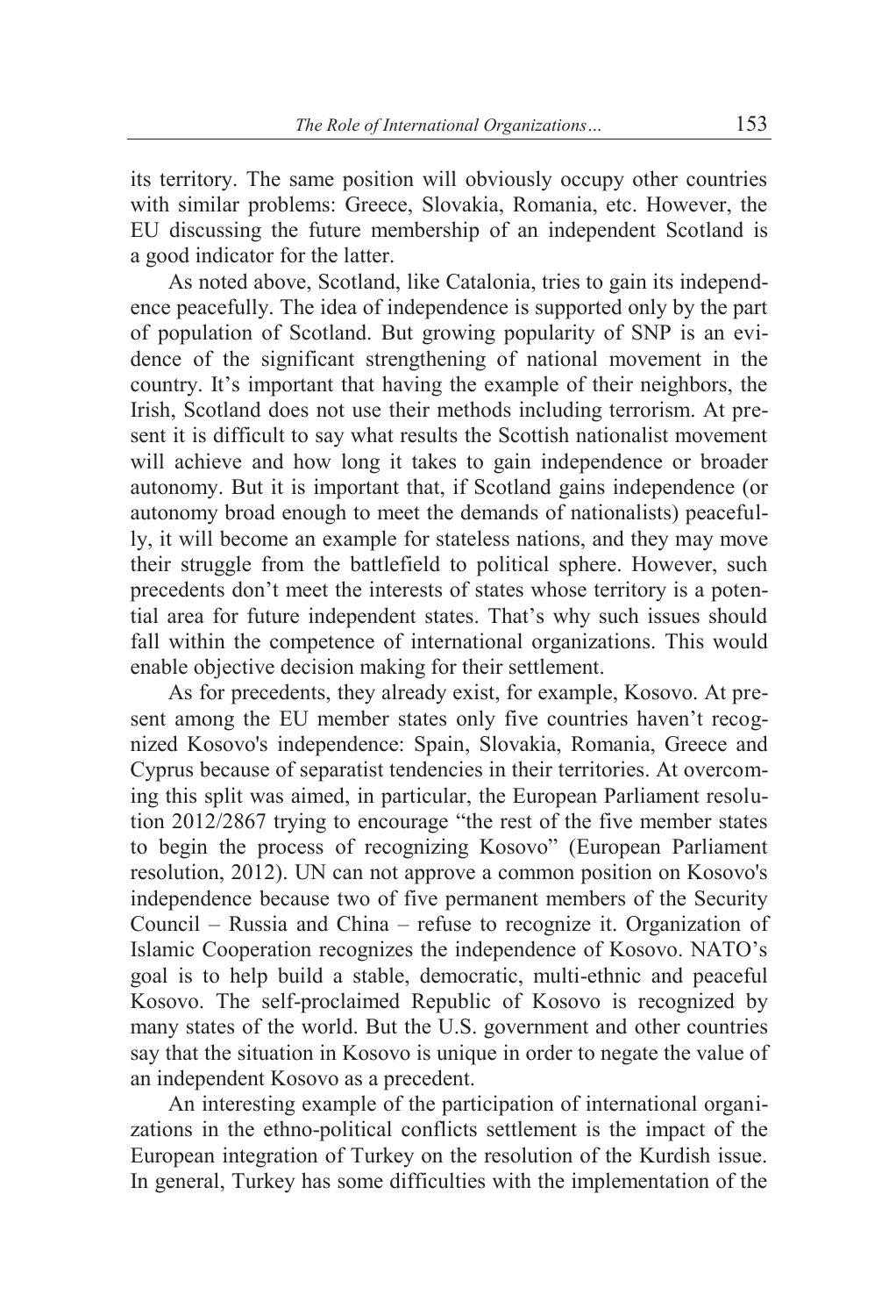its territory. The same position will obviously occupy other countries with similar problems: Greece, Slovakia, Romania, etc. However, the EU discussing the future membership of an independent Scotland is a good indicator for the latter.

As noted above, Scotland, like Catalonia, tries to gain its independence peacefully. The idea of independence is supported only by the part of population of Scotland. But growing popularity of SNP is an evidence of the significant strengthening of national movement in the country. It's important that having the example of their neighbors, the Irish, Scotland does not use their methods including terrorism. At present it is difficult to say what results the Scottish nationalist movement will achieve and how long it takes to gain independence or broader autonomy. But it is important that, if Scotland gains independence (or autonomy broad enough to meet the demands of nationalists) peacefully, it will become an example for stateless nations, and they may move their struggle from the battlefield to political sphere. However, such precedents don't meet the interests of states whose territory is a potential area for future independent states. That's why such issues should fall within the competence of international organizations. This would enable objective decision making for their settlement.

As for precedents, they already exist, for example, Kosovo. At present among the EU member states only five countries haven't recognized Kosovo's independence: Spain, Slovakia, Romania, Greece and Cyprus because of separatist tendencies in their territories. At overcoming this split was aimed, in particular, the European Parliament resolution 2012/2867 trying to encourage "the rest of the five member states to begin the process of recognizing Kosovo" (European Parliament resolution, 2012). UN can not approve a common position on Kosovo's independence because two of five permanent members of the Security Council – Russia and China – refuse to recognize it. Organization of Islamic Cooperation recognizes the independence of Kosovo. NATO's goal is to help build a stable, democratic, multi-ethnic and peaceful Kosovo. The self-proclaimed Republic of Kosovo is recognized by many states of the world. But the U.S. government and other countries say that the situation in Kosovo is unique in order to negate the value of an independent Kosovo as a precedent.

An interesting example of the participation of international organizations in the ethno-political conflicts settlement is the impact of the European integration of Turkey on the resolution of the Kurdish issue. In general, Turkey has some difficulties with the implementation of the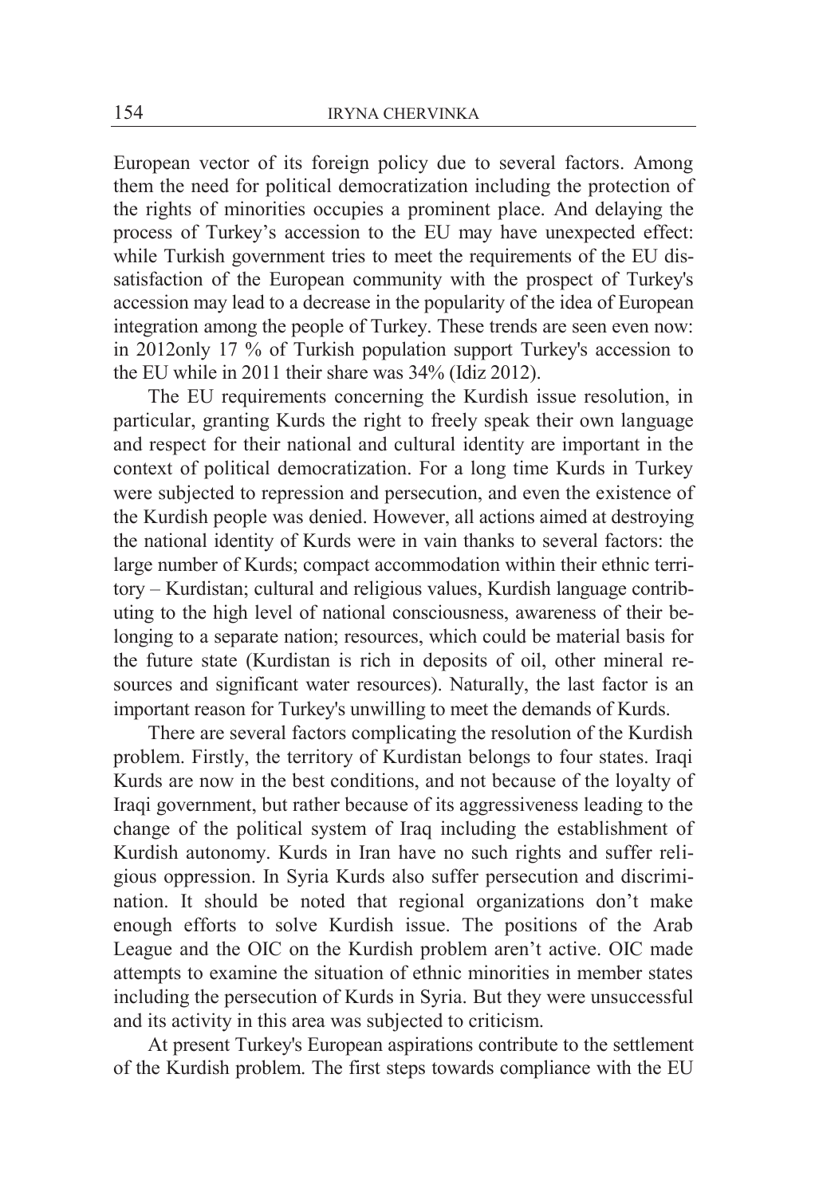European vector of its foreign policy due to several factors. Among them the need for political democratization including the protection of the rights of minorities occupies a prominent place. And delaying the process of Turkey's accession to the EU may have unexpected effect: while Turkish government tries to meet the requirements of the EU dissatisfaction of the European community with the prospect of Turkey's accession may lead to a decrease in the popularity of the idea of European integration among the people of Turkey. These trends are seen even now: in 2012only 17 % of Turkish population support Turkey's accession to the EU while in 2011 their share was 34% (Idiz 2012).

The EU requirements concerning the Kurdish issue resolution, in particular, granting Kurds the right to freely speak their own language and respect for their national and cultural identity are important in the context of political democratization. For a long time Kurds in Turkey were subjected to repression and persecution, and even the existence of the Kurdish people was denied. However, all actions aimed at destroying the national identity of Kurds were in vain thanks to several factors: the large number of Kurds; compact accommodation within their ethnic territory – Kurdistan; cultural and religious values, Kurdish language contributing to the high level of national consciousness, awareness of their belonging to a separate nation; resources, which could be material basis for the future state (Kurdistan is rich in deposits of oil, other mineral resources and significant water resources). Naturally, the last factor is an important reason for Turkey's unwilling to meet the demands of Kurds.

There are several factors complicating the resolution of the Kurdish problem. Firstly, the territory of Kurdistan belongs to four states. Iraqi Kurds are now in the best conditions, and not because of the loyalty of Iraqi government, but rather because of its aggressiveness leading to the change of the political system of Iraq including the establishment of Kurdish autonomy. Kurds in Iran have no such rights and suffer religious oppression. In Syria Kurds also suffer persecution and discrimination. It should be noted that regional organizations don't make enough efforts to solve Kurdish issue. The positions of the Arab League and the OIC on the Kurdish problem aren't active. OIC made attempts to examine the situation of ethnic minorities in member states including the persecution of Kurds in Syria. But they were unsuccessful and its activity in this area was subjected to criticism.

At present Turkey's European aspirations contribute to the settlement of the Kurdish problem. The first steps towards compliance with the EU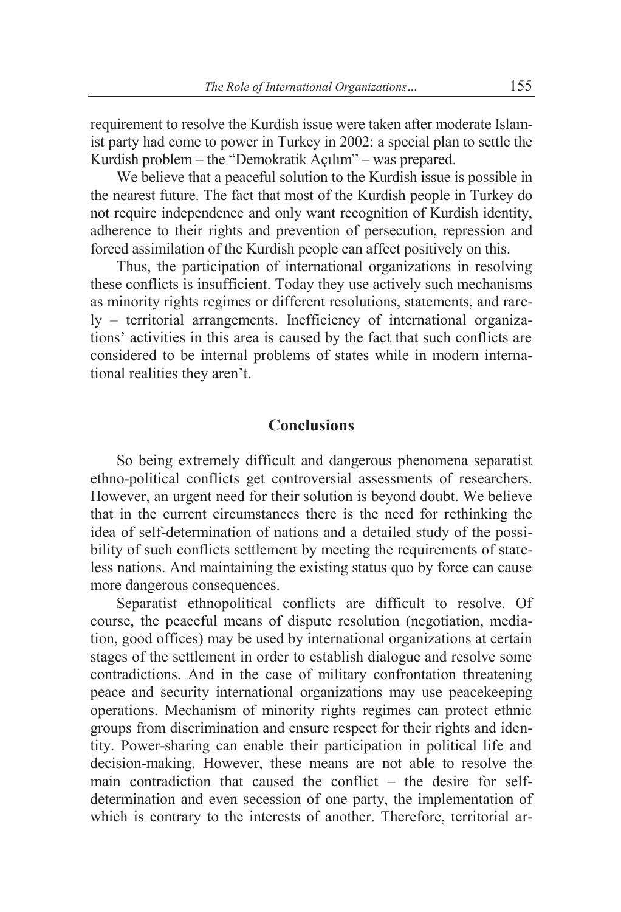requirement to resolve the Kurdish issue were taken after moderate Islamist party had come to power in Turkey in 2002: a special plan to settle the Kurdish problem – the "Demokratik Açılım" – was prepared.

We believe that a peaceful solution to the Kurdish issue is possible in the nearest future. The fact that most of the Kurdish people in Turkey do not require independence and only want recognition of Kurdish identity, adherence to their rights and prevention of persecution, repression and forced assimilation of the Kurdish people can affect positively on this.

Thus, the participation of international organizations in resolving these conflicts is insufficient. Today they use actively such mechanisms as minority rights regimes or different resolutions, statements, and rarely – territorial arrangements. Inefficiency of international organizations' activities in this area is caused by the fact that such conflicts are considered to be internal problems of states while in modern international realities they aren't.

## Conclusions

So being extremely difficult and dangerous phenomena separatist ethno-political conflicts get controversial assessments of researchers. However, an urgent need for their solution is beyond doubt. We believe that in the current circumstances there is the need for rethinking the idea of self-determination of nations and a detailed study of the possibility of such conflicts settlement by meeting the requirements of stateless nations. And maintaining the existing status quo by force can cause more dangerous consequences.

Separatist ethnopolitical conflicts are difficult to resolve. Of course, the peaceful means of dispute resolution (negotiation, mediation, good offices) may be used by international organizations at certain stages of the settlement in order to establish dialogue and resolve some contradictions. And in the case of military confrontation threatening peace and security international organizations may use peacekeeping operations. Mechanism of minority rights regimes can protect ethnic groups from discrimination and ensure respect for their rights and identity. Power-sharing can enable their participation in political life and decision-making. However, these means are not able to resolve the main contradiction that caused the conflict – the desire for self-determination and even secession of one party, the implementation of which is contrary to the interests of another. Therefore, territorial ar-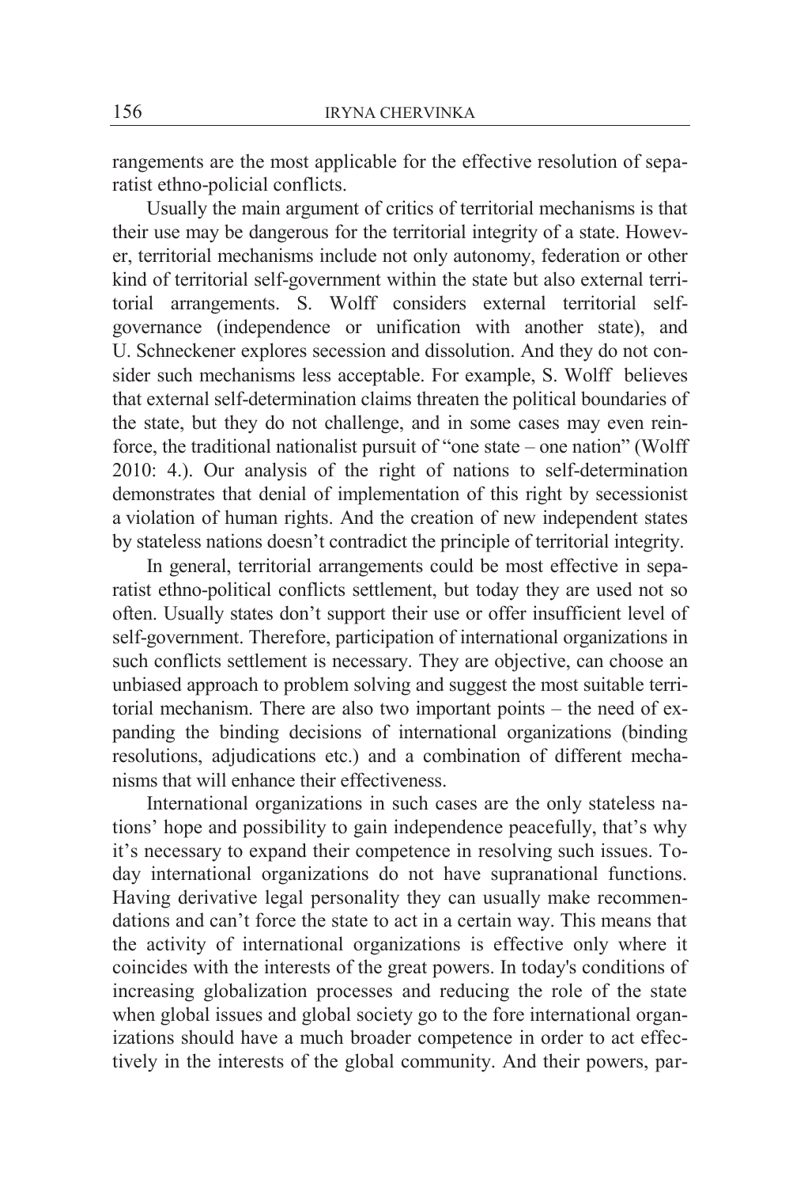rangements are the most applicable for the effective resolution of separatist ethno-policial conflicts.

Usually the main argument of critics of territorial mechanisms is that their use may be dangerous for the territorial integrity of a state. However, territorial mechanisms include not only autonomy, federation or other kind of territorial self-government within the state but also external territorial arrangements. S. Wolff considers external territorial self-governance (independence or unification with another state), and U. Schneckener explores secession and dissolution. And they do not consider such mechanisms less acceptable. For example, S. Wolff believes that external self-determination claims threaten the political boundaries of the state, but they do not challenge, and in some cases may even reinforce, the traditional nationalist pursuit of "one state – one nation" (Wolff 2010: 4.). Our analysis of the right of nations to self-determination demonstrates that denial of implementation of this right by secessionist a violation of human rights. And the creation of new independent states by stateless nations doesn't contradict the principle of territorial integrity.

In general, territorial arrangements could be most effective in separatist ethno-political conflicts settlement, but today they are used not so often. Usually states don't support their use or offer insufficient level of self-government. Therefore, participation of international organizations in such conflicts settlement is necessary. They are objective, can choose an unbiased approach to problem solving and suggest the most suitable territorial mechanism. There are also two important points – the need of expanding the binding decisions of international organizations (binding resolutions, adjudications etc.) and a combination of different mechanisms that will enhance their effectiveness.

International organizations in such cases are the only stateless nations' hope and possibility to gain independence peacefully, that's why it's necessary to expand their competence in resolving such issues. Today international organizations do not have supranational functions. Having derivative legal personality they can usually make recommendations and can't force the state to act in a certain way. This means that the activity of international organizations is effective only where it coincides with the interests of the great powers. In today's conditions of increasing globalization processes and reducing the role of the state when global issues and global society go to the fore international organizations should have a much broader competence in order to act effectively in the interests of the global community. And their powers, par-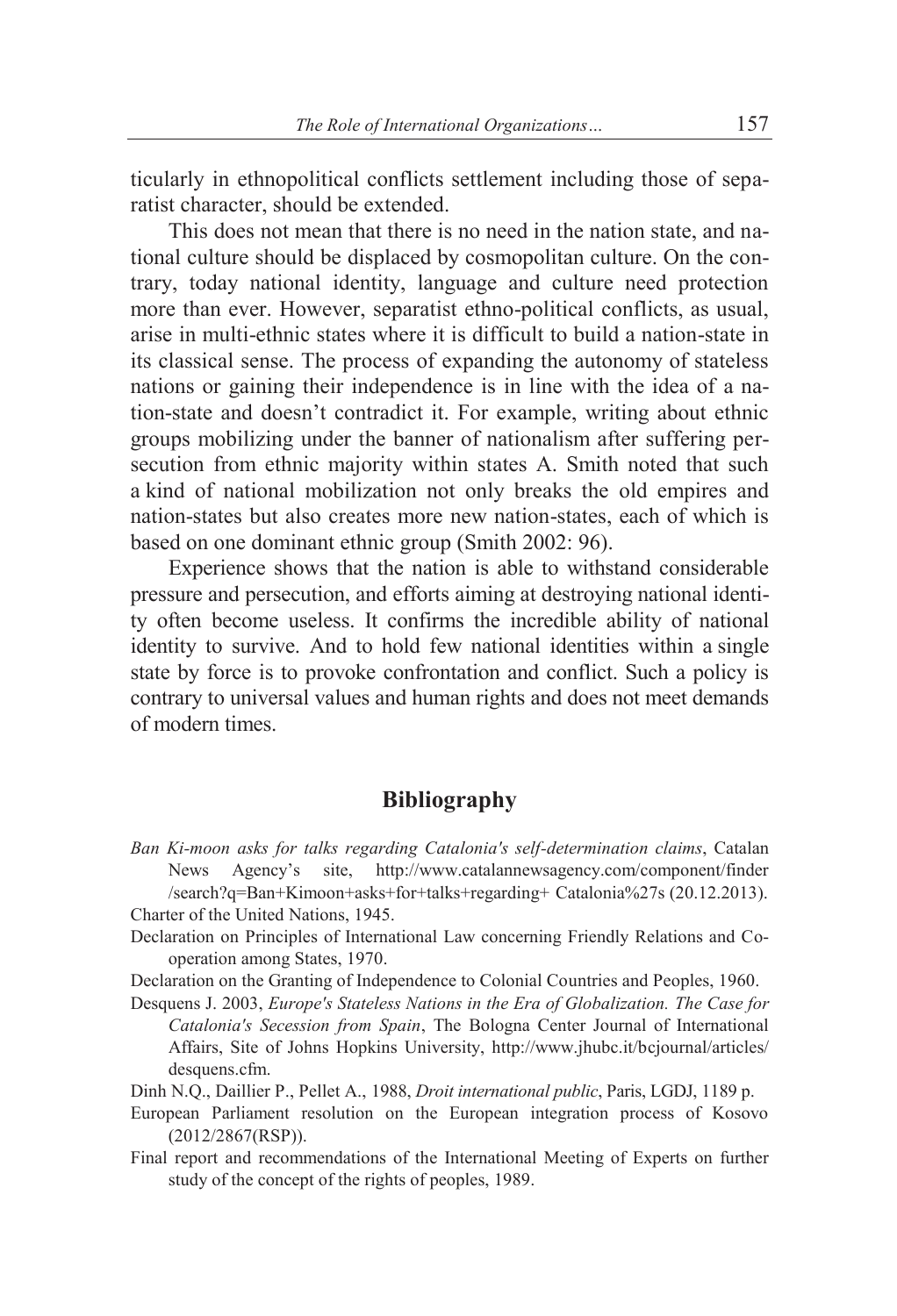ticularly in ethnopolitical conflicts settlement including those of separatist character, should be extended.

This does not mean that there is no need in the nation state, and national culture should be displaced by cosmopolitan culture. On the contrary, today national identity, language and culture need protection more than ever. However, separatist ethno-political conflicts, as usual, arise in multi-ethnic states where it is difficult to build a nation-state in its classical sense. The process of expanding the autonomy of stateless nations or gaining their independence is in line with the idea of a nation-state and doesn't contradict it. For example, writing about ethnic groups mobilizing under the banner of nationalism after suffering persecution from ethnic majority within states A. Smith noted that such a kind of national mobilization not only breaks the old empires and nation-states but also creates more new nation-states, each of which is based on one dominant ethnic group (Smith 2002: 96).

Experience shows that the nation is able to withstand considerable pressure and persecution, and efforts aiming at destroying national identity often become useless. It confirms the incredible ability of national identity to survive. And to hold few national identities within a single state by force is to provoke confrontation and conflict. Such a policy is contrary to universal values and human rights and does not meet demands of modern times.

## Bibliography

*Ban Ki-moon asks for talks regarding Catalonia's self-determination claims*, Catalan News Agency's site, http://www.catalannewsagency.com/component/finder/search?q=Ban+Kimoon+asks+for+talks+regarding+ Catalonia%27s (20.12.2013).

Charter of the United Nations, 1945.

Declaration on Principles of International Law concerning Friendly Relations and Co-operation among States, 1970.

Declaration on the Granting of Independence to Colonial Countries and Peoples, 1960.

Desquens J. 2003, *Europe's Stateless Nations in the Era of Globalization. The Case for Catalonia's Secession from Spain*, The Bologna Center Journal of International Affairs, Site of Johns Hopkins University, http://www.jhubc.it/bcjournal/articles/desquens.cfm.

Dinh N.Q., Daillier P., Pellet A., 1988, *Droit international public*, Paris, LGDJ, 1189 p.

European Parliament resolution on the European integration process of Kosovo (2012/2867(RSP)).

Final report and recommendations of the International Meeting of Experts on further study of the concept of the rights of peoples, 1989.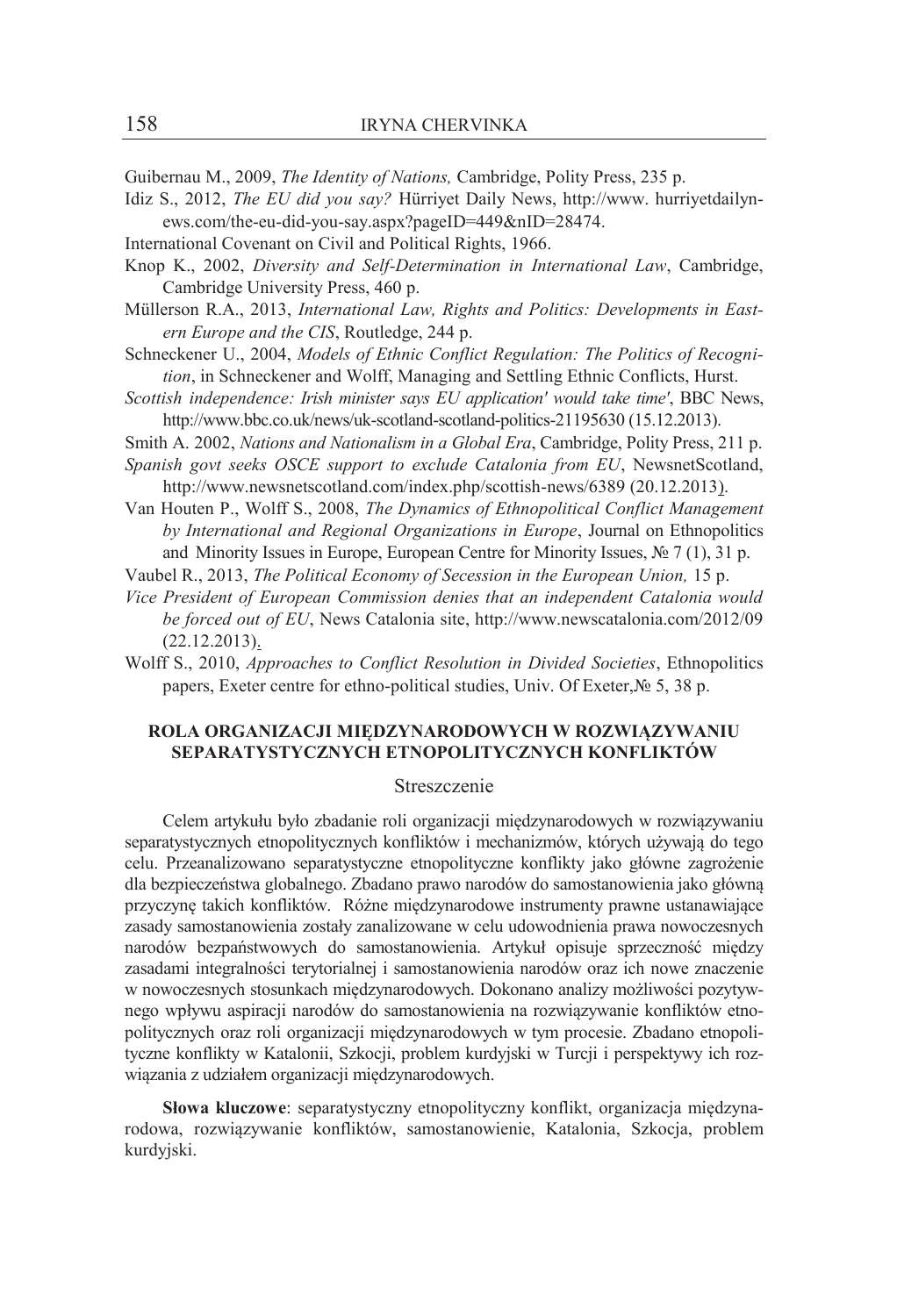Guibernau M., 2009, *The Identity of Nations,* Cambridge, Polity Press, 235 p.

Idiz S., 2012, *The EU did you say?* Hürriyet Daily News, http://www. hurriyetdailynews.com/the-eu-did-you-say.aspx?pageID=449&nID=28474.

International Covenant on Civil and Political Rights, 1966.

Knop K., 2002, *Diversity and Self-Determination in International Law*, Cambridge, Cambridge University Press, 460 p.

Müllerson R.A., 2013, *International Law, Rights and Politics: Developments in Eastern Europe and the CIS*, Routledge, 244 p.

Schneckener U., 2004, *Models of Ethnic Conflict Regulation: The Politics of Recognition*, in Schneckener and Wolff, Managing and Settling Ethnic Conflicts, Hurst.

*Scottish independence: Irish minister says EU application' would take time'*, BBC News, http://www.bbc.co.uk/news/uk-scotland-scotland-politics-21195630 (15.12.2013).

Smith A. 2002, *Nations and Nationalism in a Global Era*, Cambridge, Polity Press, 211 p.

*Spanish govt seeks OSCE support to exclude Catalonia from EU*, NewsnetScotland, http://www.newsnetscotland.com/index.php/scottish-news/6389 (20.12.2013).

Van Houten P., Wolff S., 2008, *The Dynamics of Ethnopolitical Conflict Management by International and Regional Organizations in Europe*, Journal on Ethnopolitics and Minority Issues in Europe, European Centre for Minority Issues, № 7 (1), 31 p.

Vaubel R., 2013, *The Political Economy of Secession in the European Union,* 15 p.

*Vice President of European Commission denies that an independent Catalonia would be forced out of EU*, News Catalonia site, http://www.newscatalonia.com/2012/09 (22.12.2013).

Wolff S., 2010, *Approaches to Conflict Resolution in Divided Societies*, Ethnopolitics papers, Exeter centre for ethno-political studies, Univ. Of Exeter,№ 5, 38 p.

## ROLA ORGANIZACJI MIĘDZYNARODOWYCH W ROZWIĄZYWANIU SEPARATYSTYCZNYCH ETNOPOLITYCZNYCH KONFLIKTÓW

### Streszczenie

Celem artykułu było zbadanie roli organizacji międzynarodowych w rozwiązywaniu separatystycznych etnopolitycznych konfliktów i mechanizmów, których używają do tego celu. Przeanalizowano separatystyczne etnopolityczne konflikty jako główne zagrożenie dla bezpieczeństwa globalnego. Zbadano prawo narodów do samostanowienia jako główną przyczynę takich konfliktów. Różne międzynarodowe instrumenty prawne ustanawiające zasady samostanowienia zostały zanalizowane w celu udowodnienia prawa nowoczesnych narodów bezpaństwowych do samostanowienia. Artykuł opisuje sprzeczność między zasadami integralności terytorialnej i samostanowienia narodów oraz ich nowe znaczenie w nowoczesnych stosunkach międzynarodowych. Dokonano analizy możliwości pozytywnego wpływu aspiracji narodów do samostanowienia na rozwiązywanie konfliktów etnopolitycznych oraz roli organizacji międzynarodowych w tym procesie. Zbadano etnopolityczne konflikty w Katalonii, Szkocji, problem kurdyjski w Turcji i perspektywy ich rozwiązania z udziałem organizacji międzynarodowych.

**Słowa kluczowe**: separatystyczny etnopolityczny konflikt, organizacja międzynarodowa, rozwiązywanie konfliktów, samostanowienie, Katalonia, Szkocja, problem kurdyjski.